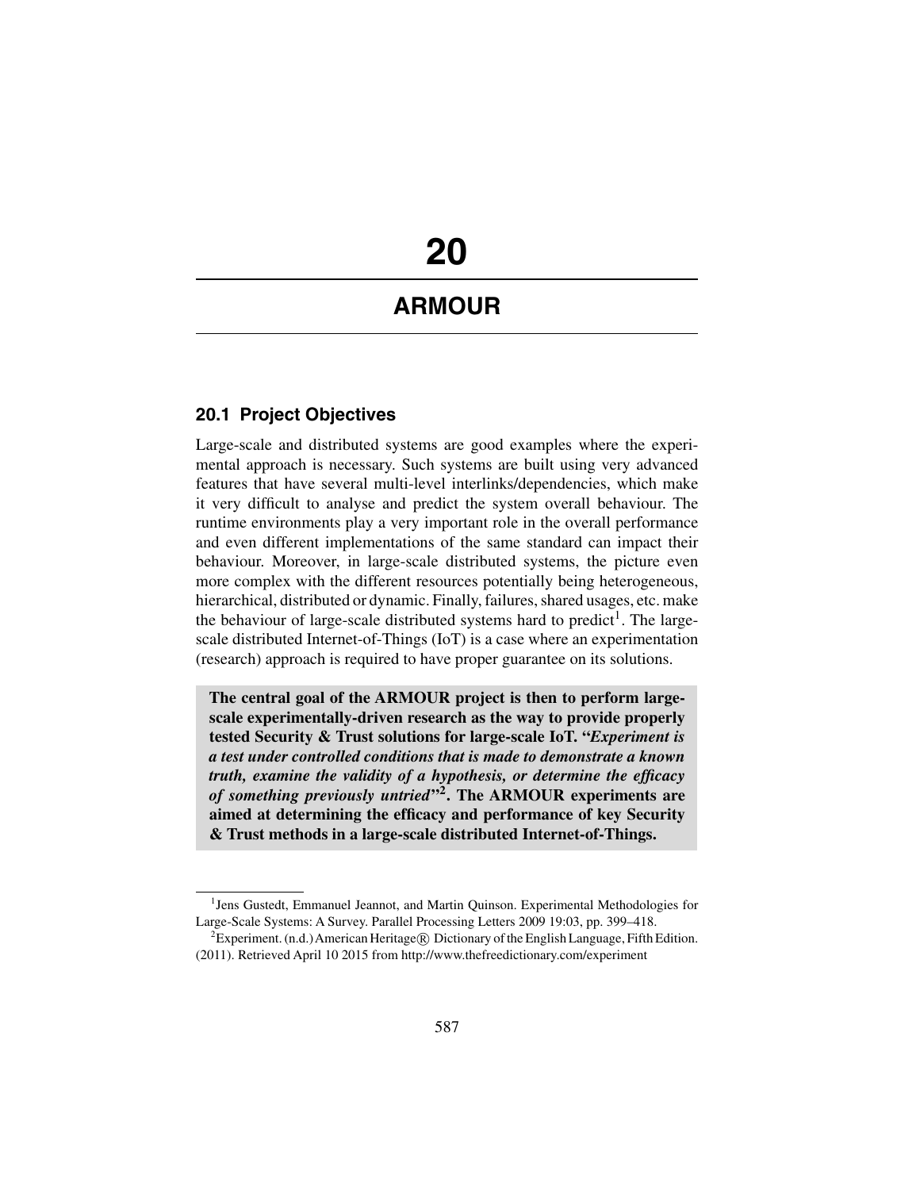# 20

# ARMOUR

## 20.1 Project Objectives

Large-scale and distributed systems are good examples where the experimental approach is necessary. Such systems are built using very advanced features that have several multi-level interlinks/dependencies, which make it very difficult to analyse and predict the system overall behaviour. The runtime environments play a very important role in the overall performance and even different implementations of the same standard can impact their behaviour. Moreover, in large-scale distributed systems, the picture even more complex with the different resources potentially being heterogeneous, hierarchical, distributed or dynamic. Finally, failures, shared usages, etc. make the behaviour of large-scale distributed systems hard to predict[1]. The large-scale distributed Internet-of-Things (IoT) is a case where an experimentation (research) approach is required to have proper guarantee on its solutions.

**The central goal of the ARMOUR project is then to perform large-scale experimentally-driven research as the way to provide properly tested Security & Trust solutions for large-scale IoT. "*Experiment is a test under controlled conditions that is made to demonstrate a known truth, examine the validity of a hypothesis, or determine the efficacy of something previously untried*"[2]. The ARMOUR experiments are aimed at determining the efficacy and performance of key Security & Trust methods in a large-scale distributed Internet-of-Things.**

[1]Jens Gustedt, Emmanuel Jeannot, and Martin Quinson. Experimental Methodologies for Large-Scale Systems: A Survey. Parallel Processing Letters 2009 19:03, pp. 399–418.

[2]Experiment. (n.d.) American Heritage® Dictionary of the English Language, Fifth Edition. (2011). Retrieved April 10 2015 from http://www.thefreedictionary.com/experiment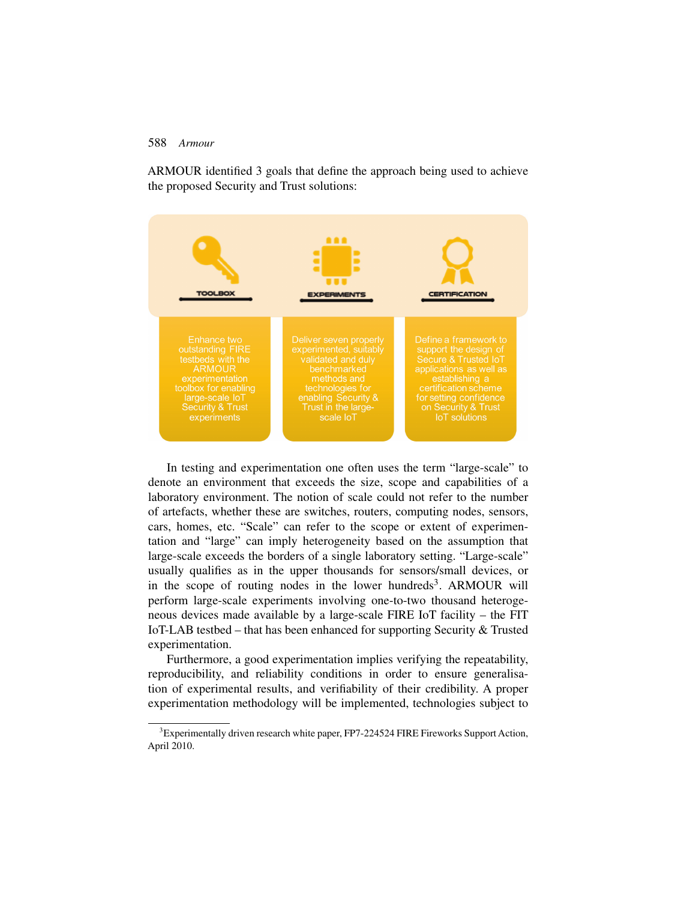ARMOUR identified 3 goals that define the approach being used to achieve the proposed Security and Trust solutions:

| TOOLBOX | EXPERIMENTS | CERTIFICATION |
| --- | --- | --- |
| Enhance two outstanding FIRE testbeds with the ARMOUR experimentation toolbox for enabling large-scale IoT Security & Trust experiments | Deliver seven properly experimented, suitably validated and duly benchmarked methods and technologies for enabling Security & Trust in the large-scale IoT | Define a framework to support the design of Secure & Trusted IoT applications as well as establishing a certification scheme for setting confidence on Security & Trust IoT solutions |

In testing and experimentation one often uses the term "large-scale" to denote an environment that exceeds the size, scope and capabilities of a laboratory environment. The notion of scale could not refer to the number of artefacts, whether these are switches, routers, computing nodes, sensors, cars, homes, etc. "Scale" can refer to the scope or extent of experimentation and "large" can imply heterogeneity based on the assumption that large-scale exceeds the borders of a single laboratory setting. "Large-scale" usually qualifies as in the upper thousands for sensors/small devices, or in the scope of routing nodes in the lower hundreds[3]. ARMOUR will perform large-scale experiments involving one-to-two thousand heterogeneous devices made available by a large-scale FIRE IoT facility – the FIT IoT-LAB testbed – that has been enhanced for supporting Security & Trusted experimentation.

Furthermore, a good experimentation implies verifying the repeatability, reproducibility, and reliability conditions in order to ensure generalisation of experimental results, and verifiability of their credibility. A proper experimentation methodology will be implemented, technologies subject to

[3] Experimentally driven research white paper, FP7-224524 FIRE Fireworks Support Action, April 2010.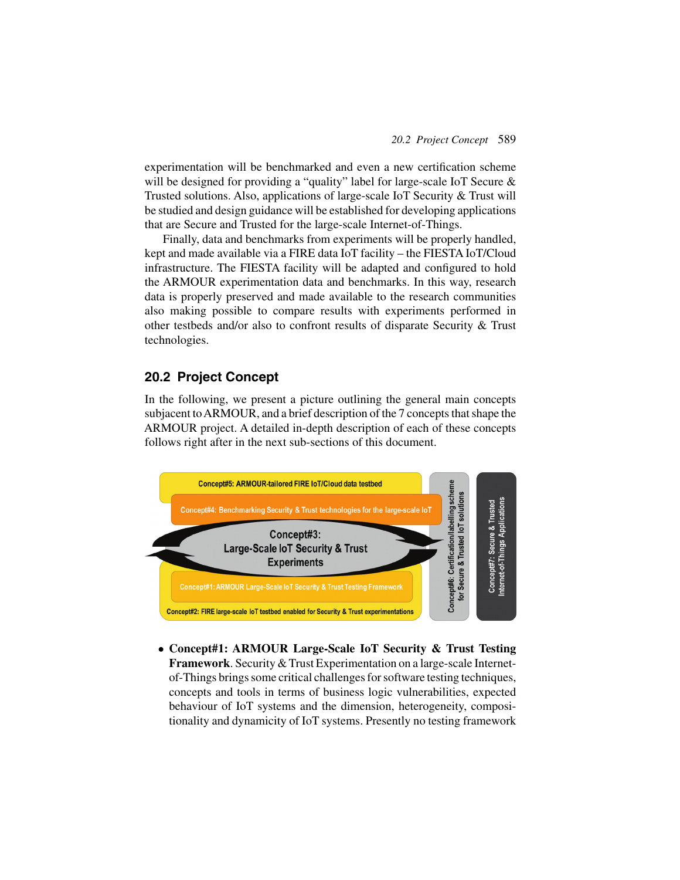experimentation will be benchmarked and even a new certification scheme will be designed for providing a "quality" label for large-scale IoT Secure & Trusted solutions. Also, applications of large-scale IoT Security & Trust will be studied and design guidance will be established for developing applications that are Secure and Trusted for the large-scale Internet-of-Things.

Finally, data and benchmarks from experiments will be properly handled, kept and made available via a FIRE data IoT facility – the FIESTA IoT/Cloud infrastructure. The FIESTA facility will be adapted and configured to hold the ARMOUR experimentation data and benchmarks. In this way, research data is properly preserved and made available to the research communities also making possible to compare results with experiments performed in other testbeds and/or also to confront results of disparate Security & Trust technologies.

## 20.2 Project Concept

In the following, we present a picture outlining the general main concepts subjacent to ARMOUR, and a brief description of the 7 concepts that shape the ARMOUR project. A detailed in-depth description of each of these concepts follows right after in the next sub-sections of this document.

Concept#5: ARMOUR-tailored FIRE IoT/Cloud data testbed

Concept#4: Benchmarking Security & Trust technologies for the large-scale IoT

Concept#3: Large-Scale IoT Security & Trust Experiments

Concept#1: ARMOUR Large-Scale IoT Security & Trust Testing Framework

Concept#2: FIRE large-scale IoT testbed enabled for Security & Trust experimentations

Concept#6: Certification/labelling scheme for Secure & Trusted IoT solutions

Concept#7: Secure & Trusted Internet-of-Things Applications

- **Concept#1: ARMOUR Large-Scale IoT Security & Trust Testing Framework**. Security & Trust Experimentation on a large-scale Internet-of-Things brings some critical challenges for software testing techniques, concepts and tools in terms of business logic vulnerabilities, expected behaviour of IoT systems and the dimension, heterogeneity, compositionality and dynamicity of IoT systems. Presently no testing framework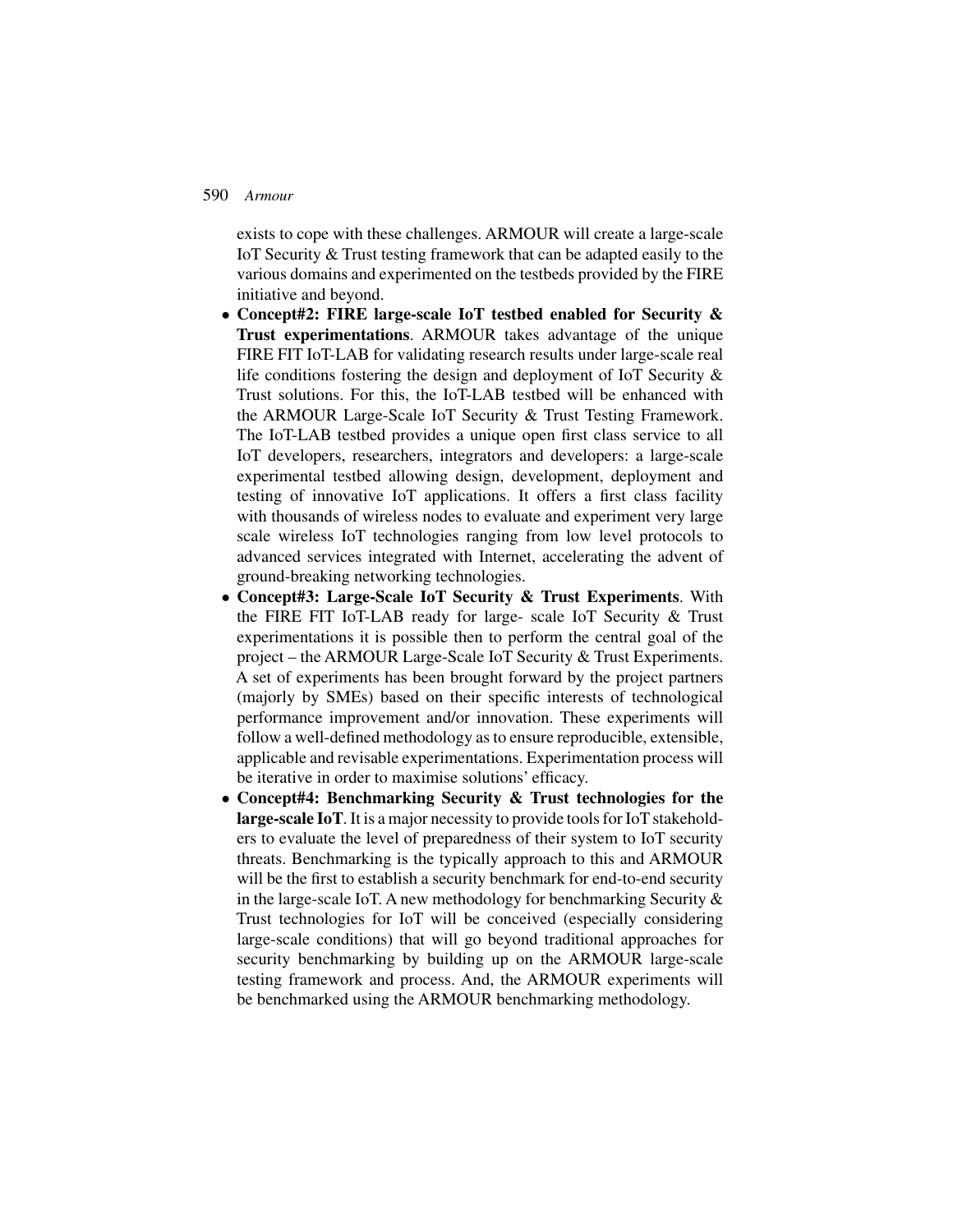exists to cope with these challenges. ARMOUR will create a large-scale IoT Security & Trust testing framework that can be adapted easily to the various domains and experimented on the testbeds provided by the FIRE initiative and beyond.

- **Concept#2: FIRE large-scale IoT testbed enabled for Security & Trust experimentations**. ARMOUR takes advantage of the unique FIRE FIT IoT-LAB for validating research results under large-scale real life conditions fostering the design and deployment of IoT Security & Trust solutions. For this, the IoT-LAB testbed will be enhanced with the ARMOUR Large-Scale IoT Security & Trust Testing Framework. The IoT-LAB testbed provides a unique open first class service to all IoT developers, researchers, integrators and developers: a large-scale experimental testbed allowing design, development, deployment and testing of innovative IoT applications. It offers a first class facility with thousands of wireless nodes to evaluate and experiment very large scale wireless IoT technologies ranging from low level protocols to advanced services integrated with Internet, accelerating the advent of ground-breaking networking technologies.
- **Concept#3: Large-Scale IoT Security & Trust Experiments**. With the FIRE FIT IoT-LAB ready for large- scale IoT Security & Trust experimentations it is possible then to perform the central goal of the project – the ARMOUR Large-Scale IoT Security & Trust Experiments. A set of experiments has been brought forward by the project partners (majorly by SMEs) based on their specific interests of technological performance improvement and/or innovation. These experiments will follow a well-defined methodology as to ensure reproducible, extensible, applicable and revisable experimentations. Experimentation process will be iterative in order to maximise solutions' efficacy.
- **Concept#4: Benchmarking Security & Trust technologies for the large-scale IoT**. It is a major necessity to provide tools for IoT stakeholders to evaluate the level of preparedness of their system to IoT security threats. Benchmarking is the typically approach to this and ARMOUR will be the first to establish a security benchmark for end-to-end security in the large-scale IoT. A new methodology for benchmarking Security & Trust technologies for IoT will be conceived (especially considering large-scale conditions) that will go beyond traditional approaches for security benchmarking by building up on the ARMOUR large-scale testing framework and process. And, the ARMOUR experiments will be benchmarked using the ARMOUR benchmarking methodology.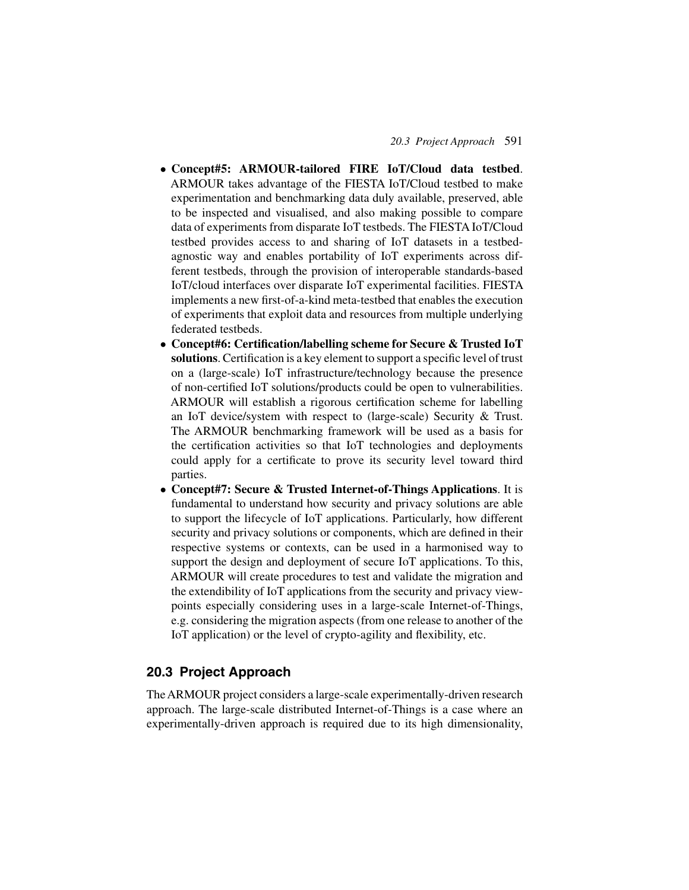- **Concept#5: ARMOUR-tailored FIRE IoT/Cloud data testbed**. ARMOUR takes advantage of the FIESTA IoT/Cloud testbed to make experimentation and benchmarking data duly available, preserved, able to be inspected and visualised, and also making possible to compare data of experiments from disparate IoT testbeds. The FIESTA IoT/Cloud testbed provides access to and sharing of IoT datasets in a testbed-agnostic way and enables portability of IoT experiments across different testbeds, through the provision of interoperable standards-based IoT/cloud interfaces over disparate IoT experimental facilities. FIESTA implements a new first-of-a-kind meta-testbed that enables the execution of experiments that exploit data and resources from multiple underlying federated testbeds.
- **Concept#6: Certification/labelling scheme for Secure & Trusted IoT solutions**. Certification is a key element to support a specific level of trust on a (large-scale) IoT infrastructure/technology because the presence of non-certified IoT solutions/products could be open to vulnerabilities. ARMOUR will establish a rigorous certification scheme for labelling an IoT device/system with respect to (large-scale) Security & Trust. The ARMOUR benchmarking framework will be used as a basis for the certification activities so that IoT technologies and deployments could apply for a certificate to prove its security level toward third parties.
- **Concept#7: Secure & Trusted Internet-of-Things Applications**. It is fundamental to understand how security and privacy solutions are able to support the lifecycle of IoT applications. Particularly, how different security and privacy solutions or components, which are defined in their respective systems or contexts, can be used in a harmonised way to support the design and deployment of secure IoT applications. To this, ARMOUR will create procedures to test and validate the migration and the extendibility of IoT applications from the security and privacy viewpoints especially considering uses in a large-scale Internet-of-Things, e.g. considering the migration aspects (from one release to another of the IoT application) or the level of crypto-agility and flexibility, etc.

## 20.3 Project Approach

The ARMOUR project considers a large-scale experimentally-driven research approach. The large-scale distributed Internet-of-Things is a case where an experimentally-driven approach is required due to its high dimensionality,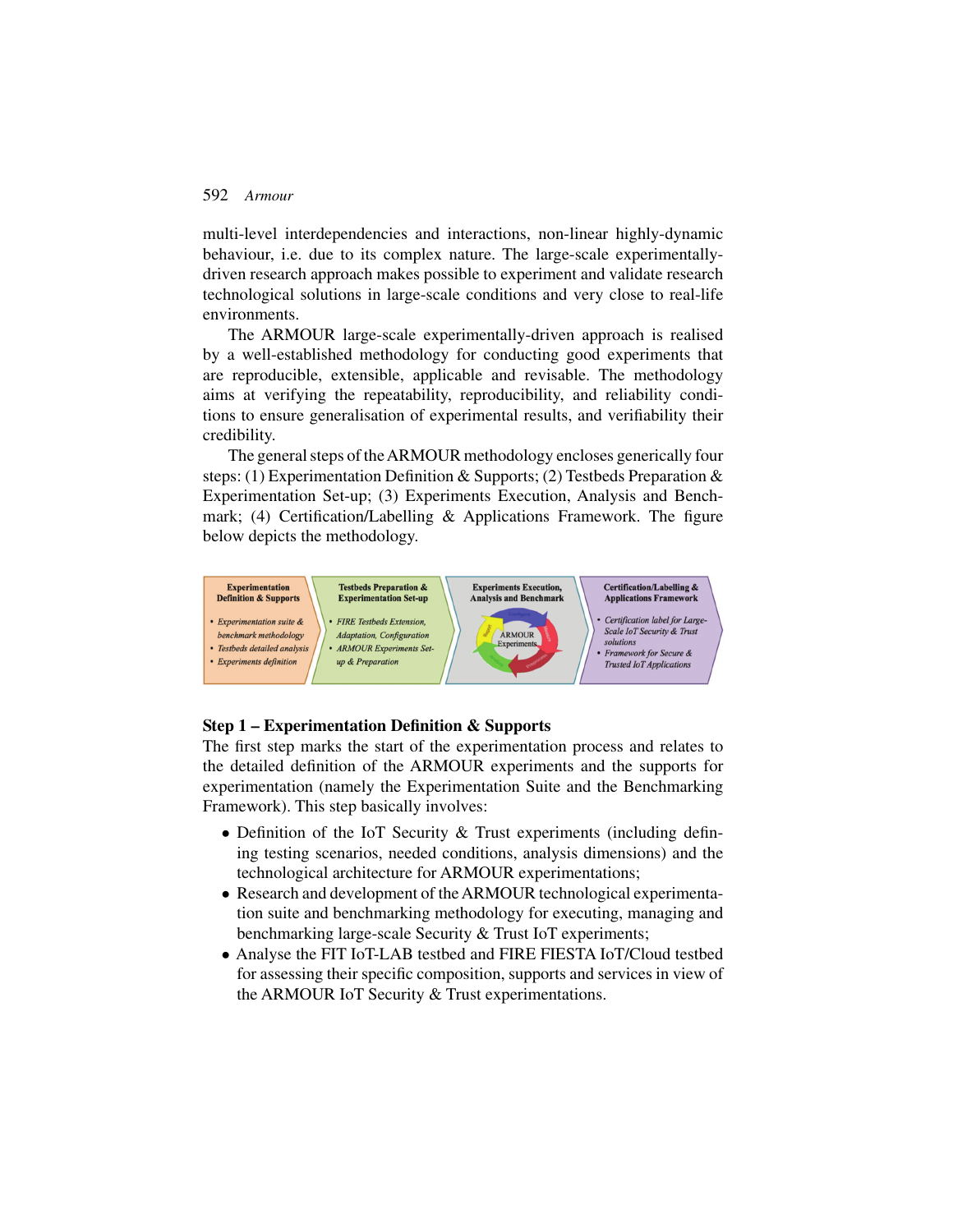multi-level interdependencies and interactions, non-linear highly-dynamic behaviour, i.e. due to its complex nature. The large-scale experimentally-driven research approach makes possible to experiment and validate research technological solutions in large-scale conditions and very close to real-life environments.

The ARMOUR large-scale experimentally-driven approach is realised by a well-established methodology for conducting good experiments that are reproducible, extensible, applicable and revisable. The methodology aims at verifying the repeatability, reproducibility, and reliability conditions to ensure generalisation of experimental results, and verifiability their credibility.

The general steps of the ARMOUR methodology encloses generically four steps: (1) Experimentation Definition & Supports; (2) Testbeds Preparation & Experimentation Set-up; (3) Experiments Execution, Analysis and Benchmark; (4) Certification/Labelling & Applications Framework. The figure below depicts the methodology.

| Experimentation Definition & Supports | Testbeds Preparation & Experimentation Set-up | Experiments Execution, Analysis and Benchmark | Certification/Labelling & Applications Framework |
| --- | --- | --- | --- |
| • *Experimentation suite & benchmark methodology*<br>• *Testbeds detailed analysis*<br>• *Experiments definition* | • *FIRE Testbeds Extension, Adaptation, Configuration*<br>• *ARMOUR Experiments Set-up & Preparation* | ARMOUR Experiments | • *Certification label for Large-Scale IoT Security & Trust solutions*<br>• *Framework for Secure & Trusted IoT Applications* |

### Step 1 – Experimentation Definition & Supports

The first step marks the start of the experimentation process and relates to the detailed definition of the ARMOUR experiments and the supports for experimentation (namely the Experimentation Suite and the Benchmarking Framework). This step basically involves:

- Definition of the IoT Security & Trust experiments (including defining testing scenarios, needed conditions, analysis dimensions) and the technological architecture for ARMOUR experimentations;
- Research and development of the ARMOUR technological experimentation suite and benchmarking methodology for executing, managing and benchmarking large-scale Security & Trust IoT experiments;
- Analyse the FIT IoT-LAB testbed and FIRE FIESTA IoT/Cloud testbed for assessing their specific composition, supports and services in view of the ARMOUR IoT Security & Trust experimentations.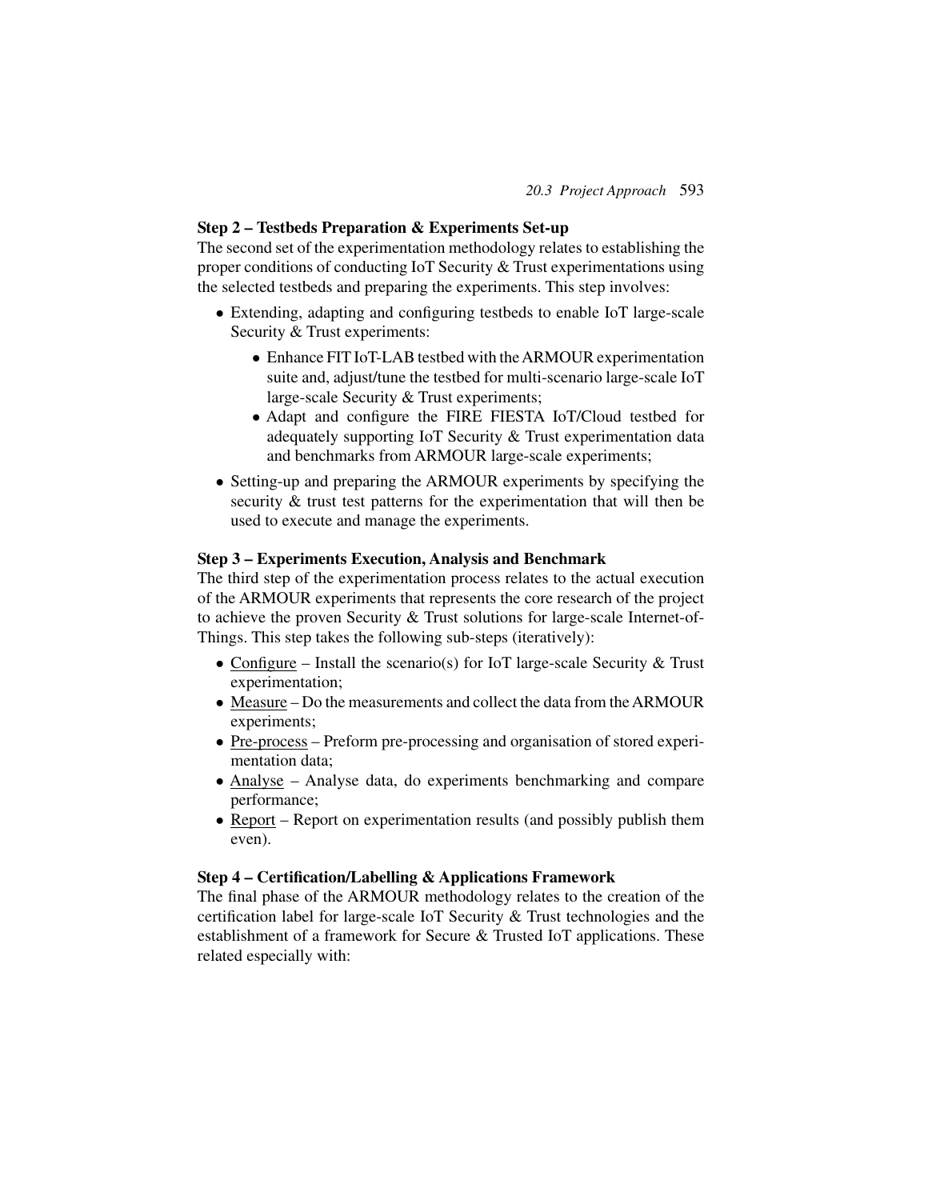**Step 2 – Testbeds Preparation & Experiments Set-up**

The second set of the experimentation methodology relates to establishing the proper conditions of conducting IoT Security & Trust experimentations using the selected testbeds and preparing the experiments. This step involves:

- Extending, adapting and configuring testbeds to enable IoT large-scale Security & Trust experiments:
    - Enhance FIT IoT-LAB testbed with the ARMOUR experimentation suite and, adjust/tune the testbed for multi-scenario large-scale IoT large-scale Security & Trust experiments;
    - Adapt and configure the FIRE FIESTA IoT/Cloud testbed for adequately supporting IoT Security & Trust experimentation data and benchmarks from ARMOUR large-scale experiments;
- Setting-up and preparing the ARMOUR experiments by specifying the security & trust test patterns for the experimentation that will then be used to execute and manage the experiments.

**Step 3 – Experiments Execution, Analysis and Benchmark**

The third step of the experimentation process relates to the actual execution of the ARMOUR experiments that represents the core research of the project to achieve the proven Security & Trust solutions for large-scale Internet-of-Things. This step takes the following sub-steps (iteratively):

- <u>Configure</u> – Install the scenario(s) for IoT large-scale Security & Trust experimentation;
- <u>Measure</u> – Do the measurements and collect the data from the ARMOUR experiments;
- <u>Pre-process</u> – Preform pre-processing and organisation of stored experimentation data;
- <u>Analyse</u> – Analyse data, do experiments benchmarking and compare performance;
- <u>Report</u> – Report on experimentation results (and possibly publish them even).

**Step 4 – Certification/Labelling & Applications Framework**

The final phase of the ARMOUR methodology relates to the creation of the certification label for large-scale IoT Security & Trust technologies and the establishment of a framework for Secure & Trusted IoT applications. These related especially with: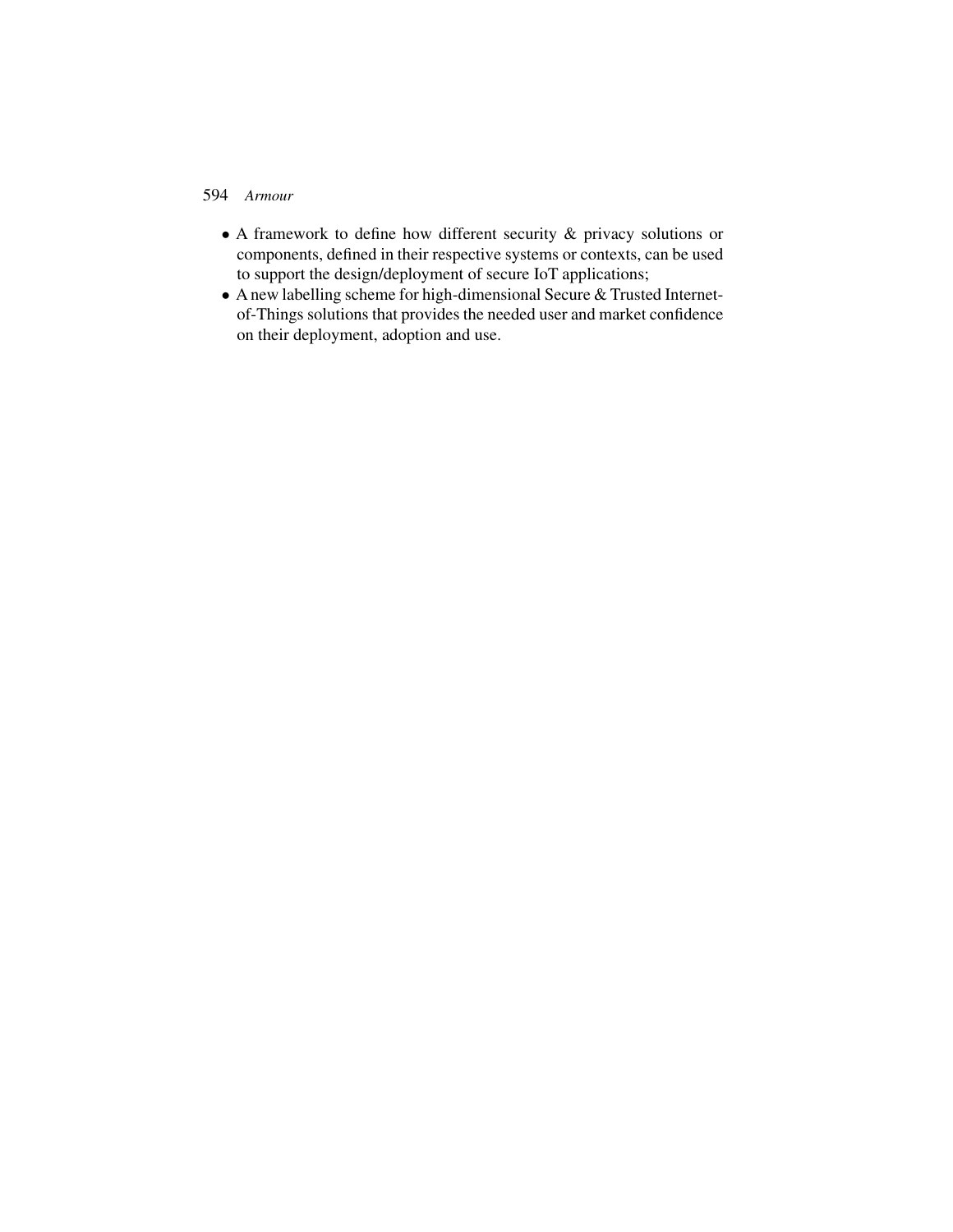- A framework to define how different security & privacy solutions or components, defined in their respective systems or contexts, can be used to support the design/deployment of secure IoT applications;
- A new labelling scheme for high-dimensional Secure & Trusted Internet-of-Things solutions that provides the needed user and market confidence on their deployment, adoption and use.